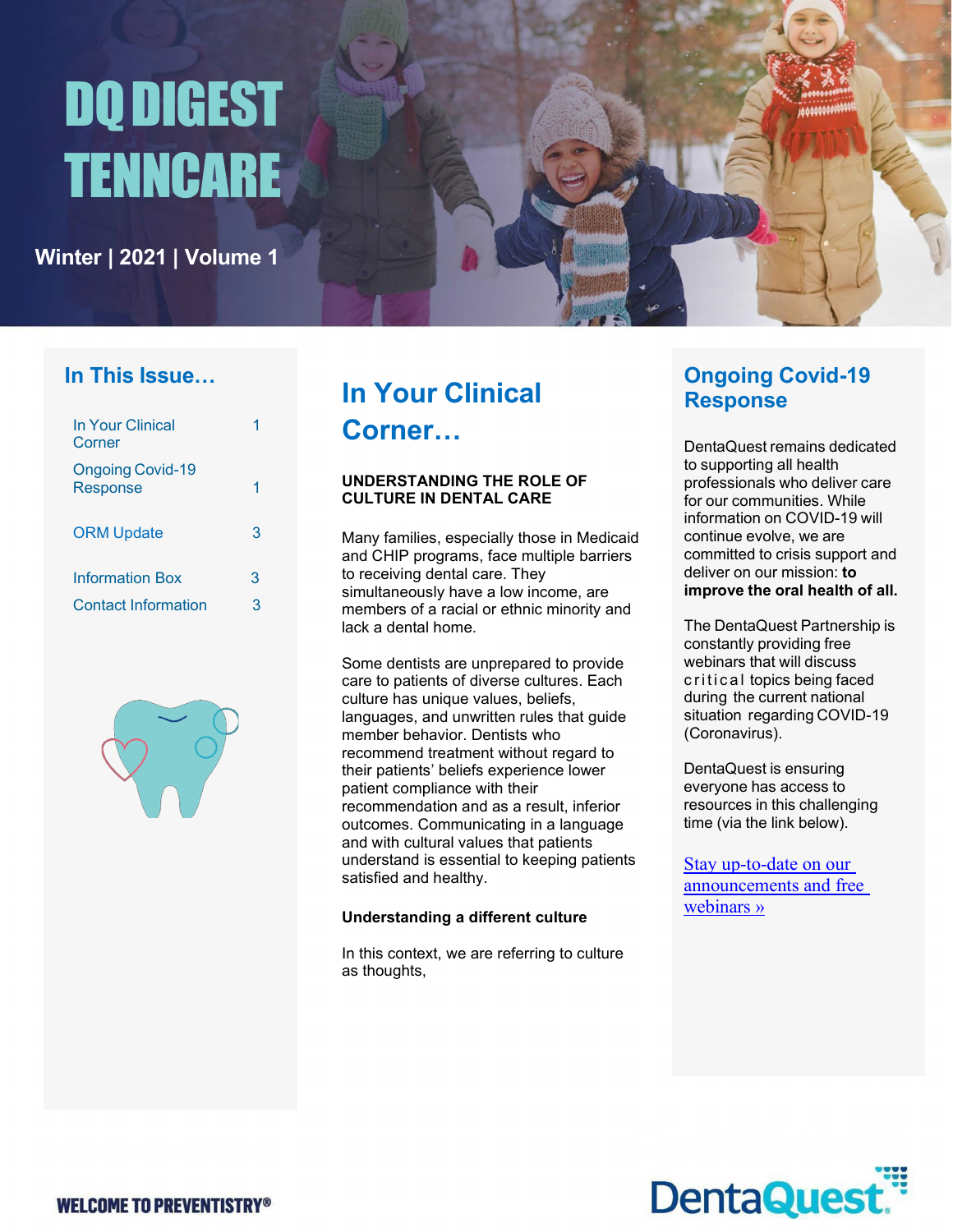# DQ DIGEST TENNCARE

Winter | 2021 | Volume 1

## In This Issue…

| | |
|---|---|
| In Your Clinical Corner | 1 |
| Ongoing Covid-19 Response | 1 |
| ORM Update | 3 |
| Information Box | 3 |
| Contact Information | 3 |

## In Your Clinical Corner…

**UNDERSTANDING THE ROLE OF CULTURE IN DENTAL CARE**

Many families, especially those in Medicaid and CHIP programs, face multiple barriers to receiving dental care. They simultaneously have a low income, are members of a racial or ethnic minority and lack a dental home.

Some dentists are unprepared to provide care to patients of diverse cultures. Each culture has unique values, beliefs, languages, and unwritten rules that guide member behavior. Dentists who recommend treatment without regard to their patients' beliefs experience lower patient compliance with their recommendation and as a result, inferior outcomes. Communicating in a language and with cultural values that patients understand is essential to keeping patients satisfied and healthy.

**Understanding a different culture**

In this context, we are referring to culture as thoughts,

## Ongoing Covid-19 Response

DentaQuest remains dedicated to supporting all health professionals who deliver care for our communities. While information on COVID-19 will continue evolve, we are committed to crisis support and deliver on our mission: **to improve the oral health of all.**

The DentaQuest Partnership is constantly providing free webinars that will discuss critical topics being faced during the current national situation regarding COVID-19 (Coronavirus).

DentaQuest is ensuring everyone has access to resources in this challenging time (via the link below).

Stay up-to-date on our announcements and free webinars »

WELCOME TO PREVENTISTRY®

DentaQuest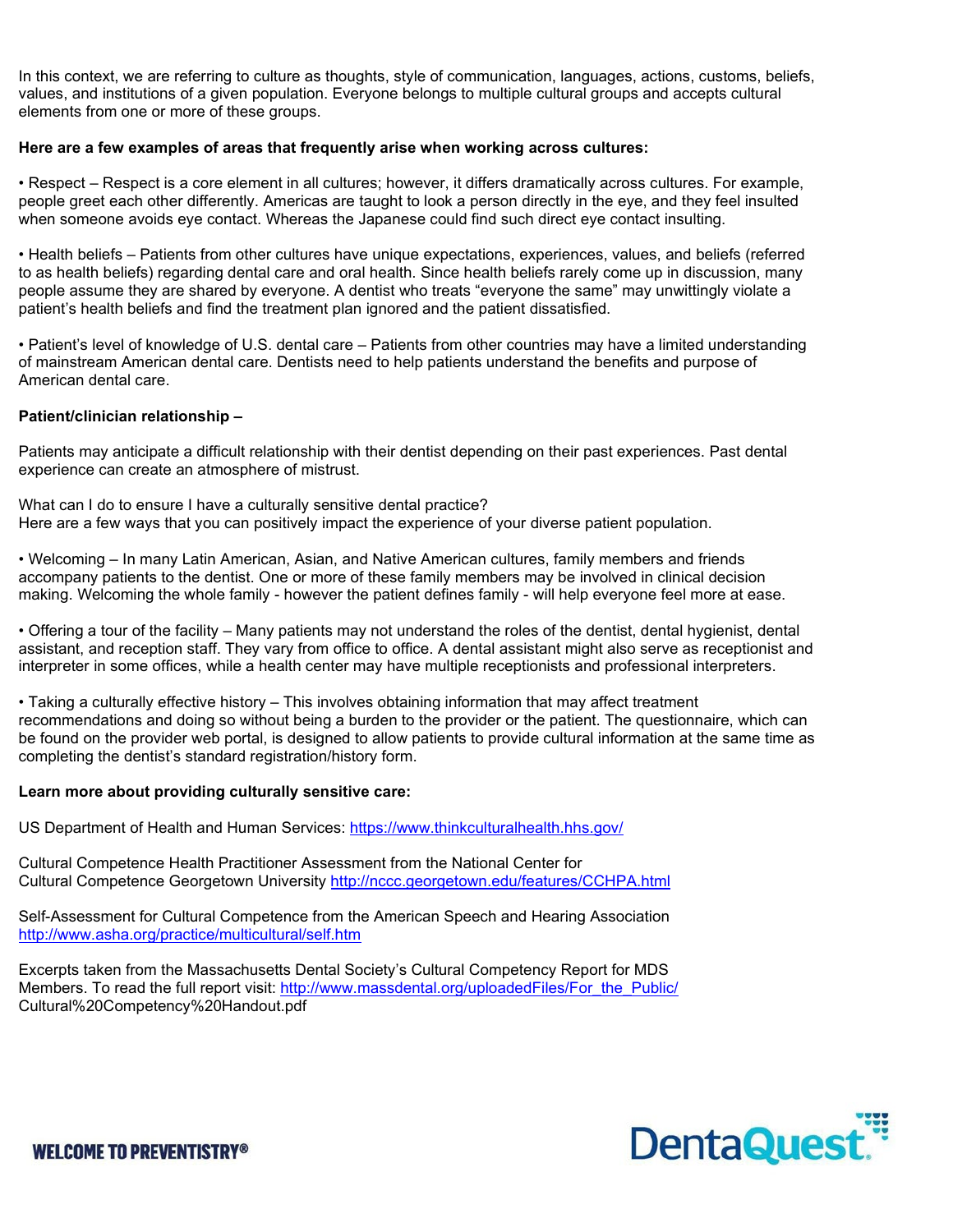In this context, we are referring to culture as thoughts, style of communication, languages, actions, customs, beliefs, values, and institutions of a given population. Everyone belongs to multiple cultural groups and accepts cultural elements from one or more of these groups.

**Here are a few examples of areas that frequently arise when working across cultures:**

• Respect – Respect is a core element in all cultures; however, it differs dramatically across cultures. For example, people greet each other differently. Americas are taught to look a person directly in the eye, and they feel insulted when someone avoids eye contact. Whereas the Japanese could find such direct eye contact insulting.

• Health beliefs – Patients from other cultures have unique expectations, experiences, values, and beliefs (referred to as health beliefs) regarding dental care and oral health. Since health beliefs rarely come up in discussion, many people assume they are shared by everyone. A dentist who treats "everyone the same" may unwittingly violate a patient's health beliefs and find the treatment plan ignored and the patient dissatisfied.

• Patient's level of knowledge of U.S. dental care – Patients from other countries may have a limited understanding of mainstream American dental care. Dentists need to help patients understand the benefits and purpose of American dental care.

**Patient/clinician relationship –**

Patients may anticipate a difficult relationship with their dentist depending on their past experiences. Past dental experience can create an atmosphere of mistrust.

What can I do to ensure I have a culturally sensitive dental practice?
Here are a few ways that you can positively impact the experience of your diverse patient population.

• Welcoming – In many Latin American, Asian, and Native American cultures, family members and friends accompany patients to the dentist. One or more of these family members may be involved in clinical decision making. Welcoming the whole family - however the patient defines family - will help everyone feel more at ease.

• Offering a tour of the facility – Many patients may not understand the roles of the dentist, dental hygienist, dental assistant, and reception staff. They vary from office to office. A dental assistant might also serve as receptionist and interpreter in some offices, while a health center may have multiple receptionists and professional interpreters.

• Taking a culturally effective history – This involves obtaining information that may affect treatment recommendations and doing so without being a burden to the provider or the patient. The questionnaire, which can be found on the provider web portal, is designed to allow patients to provide cultural information at the same time as completing the dentist's standard registration/history form.

**Learn more about providing culturally sensitive care:**

US Department of Health and Human Services: https://www.thinkculturalhealth.hhs.gov/

Cultural Competence Health Practitioner Assessment from the National Center for Cultural Competence Georgetown University http://nccc.georgetown.edu/features/CCHPA.html

Self-Assessment for Cultural Competence from the American Speech and Hearing Association http://www.asha.org/practice/multicultural/self.htm

Excerpts taken from the Massachusetts Dental Society's Cultural Competency Report for MDS Members. To read the full report visit: http://www.massdental.org/uploadedFiles/For_the_Public/Cultural%20Competency%20Handout.pdf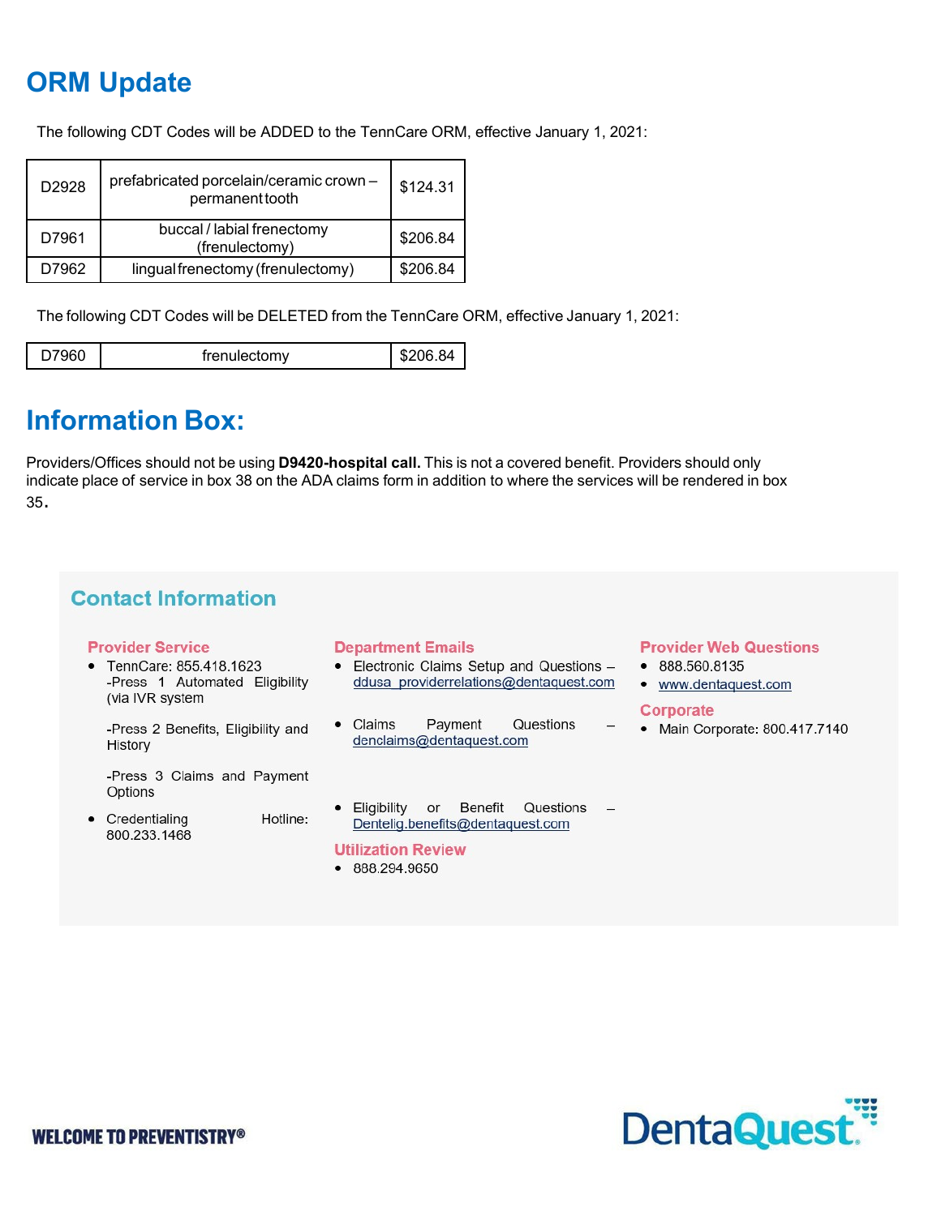## ORM Update

The following CDT Codes will be ADDED to the TennCare ORM, effective January 1, 2021:

| | | |
|---|---|---|
| D2928 | prefabricated porcelain/ceramic crown – permanent tooth | $124.31 |
| D7961 | buccal / labial frenectomy (frenulectomy) | $206.84 |
| D7962 | lingual frenectomy (frenulectomy) | $206.84 |

The following CDT Codes will be DELETED from the TennCare ORM, effective January 1, 2021:

| | | |
|---|---|---|
| D7960 | frenulectomy | $206.84 |

## Information Box:

Providers/Offices should not be using **D9420-hospital call.** This is not a covered benefit. Providers should only indicate place of service in box 38 on the ADA claims form in addition to where the services will be rendered in box 35.

### Contact Information

**Provider Service**

- TennCare: 855.418.1623
  - -Press 1 Automated Eligibility (via IVR system
  - -Press 2 Benefits, Eligibility and History
  - -Press 3 Claims and Payment Options
- Credentialing Hotline: 800.233.1468

**Department Emails**

- Electronic Claims Setup and Questions – ddusa_providerrelations@dentaquest.com
- Claims Payment Questions – denclaims@dentaquest.com
- Eligibility or Benefit Questions – Dentelig.benefits@dentaquest.com

**Utilization Review**

- 888.294.9650

**Provider Web Questions**

- 888.560.8135
- www.dentaquest.com

**Corporate**

- Main Corporate: 800.417.7140

WELCOME TO PREVENTISTRY®

DentaQuest